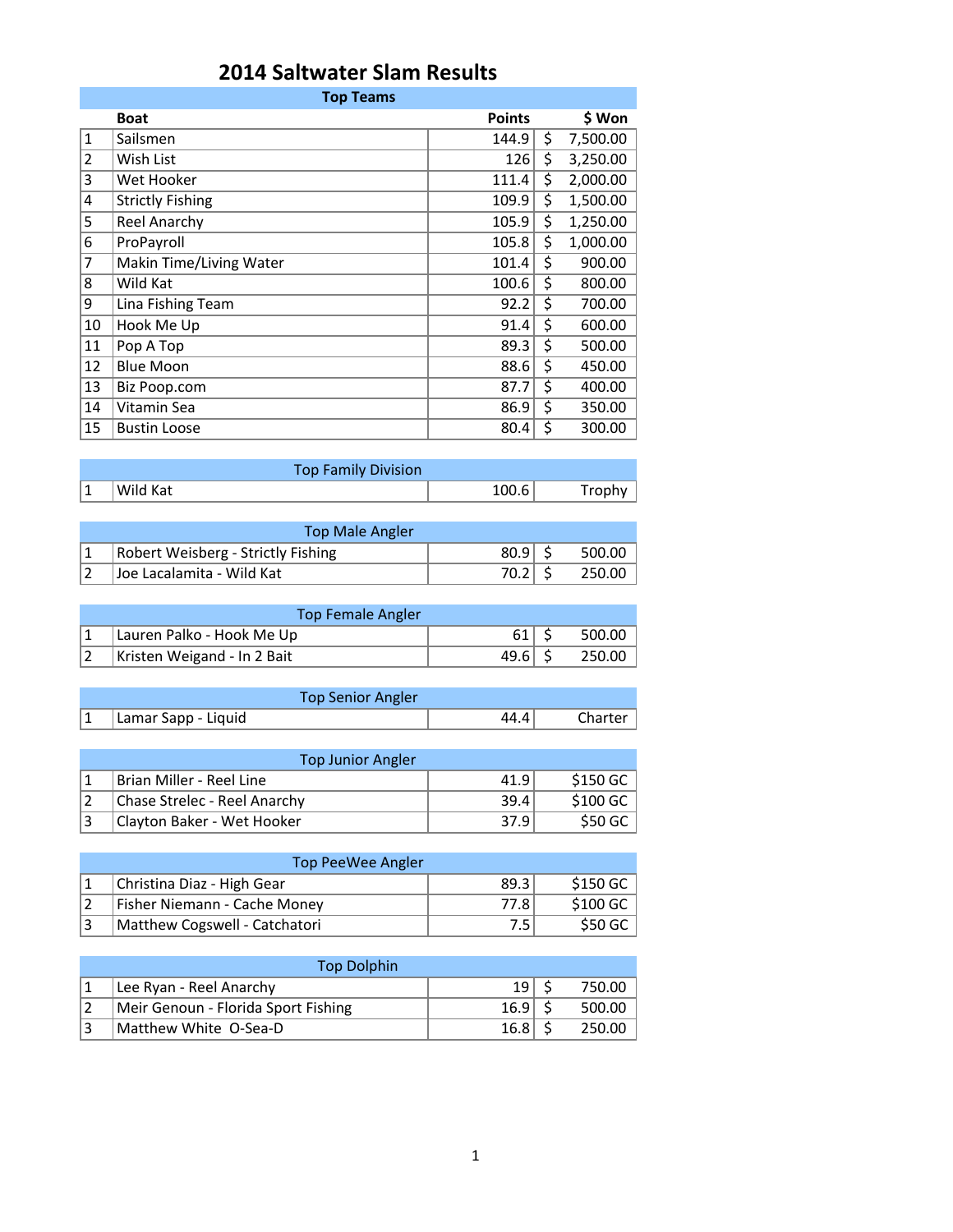# 2014 Saltwater Slam Results

## Top Teams

| | Boat | Points | $ Won |
|---|---|---|---|
| 1 | Sailsmen | 144.9 | $ 7,500.00 |
| 2 | Wish List | 126 | $ 3,250.00 |
| 3 | Wet Hooker | 111.4 | $ 2,000.00 |
| 4 | Strictly Fishing | 109.9 | $ 1,500.00 |
| 5 | Reel Anarchy | 105.9 | $ 1,250.00 |
| 6 | ProPayroll | 105.8 | $ 1,000.00 |
| 7 | Makin Time/Living Water | 101.4 | $ 900.00 |
| 8 | Wild Kat | 100.6 | $ 800.00 |
| 9 | Lina Fishing Team | 92.2 | $ 700.00 |
| 10 | Hook Me Up | 91.4 | $ 600.00 |
| 11 | Pop A Top | 89.3 | $ 500.00 |
| 12 | Blue Moon | 88.6 | $ 450.00 |
| 13 | Biz Poop.com | 87.7 | $ 400.00 |
| 14 | Vitamin Sea | 86.9 | $ 350.00 |
| 15 | Bustin Loose | 80.4 | $ 300.00 |

## Top Family Division

| | | | |
|---|---|---|---|
| 1 | Wild Kat | 100.6 | Trophy |

## Top Male Angler

| | | | |
|---|---|---|---|
| 1 | Robert Weisberg - Strictly Fishing | 80.9 | $ 500.00 |
| 2 | Joe Lacalamita - Wild Kat | 70.2 | $ 250.00 |

## Top Female Angler

| | | | |
|---|---|---|---|
| 1 | Lauren Palko - Hook Me Up | 61 | $ 500.00 |
| 2 | Kristen Weigand - In 2 Bait | 49.6 | $ 250.00 |

## Top Senior Angler

| | | | |
|---|---|---|---|
| 1 | Lamar Sapp - Liquid | 44.4 | Charter |

## Top Junior Angler

| | | | |
|---|---|---|---|
| 1 | Brian Miller - Reel Line | 41.9 | $150 GC |
| 2 | Chase Strelec - Reel Anarchy | 39.4 | $100 GC |
| 3 | Clayton Baker - Wet Hooker | 37.9 | $50 GC |

## Top PeeWee Angler

| | | | |
|---|---|---|---|
| 1 | Christina Diaz - High Gear | 89.3 | $150 GC |
| 2 | Fisher Niemann - Cache Money | 77.8 | $100 GC |
| 3 | Matthew Cogswell - Catchatori | 7.5 | $50 GC |

## Top Dolphin

| | | | |
|---|---|---|---|
| 1 | Lee Ryan - Reel Anarchy | 19 | $ 750.00 |
| 2 | Meir Genoun - Florida Sport Fishing | 16.9 | $ 500.00 |
| 3 | Matthew White O-Sea-D | 16.8 | $ 250.00 |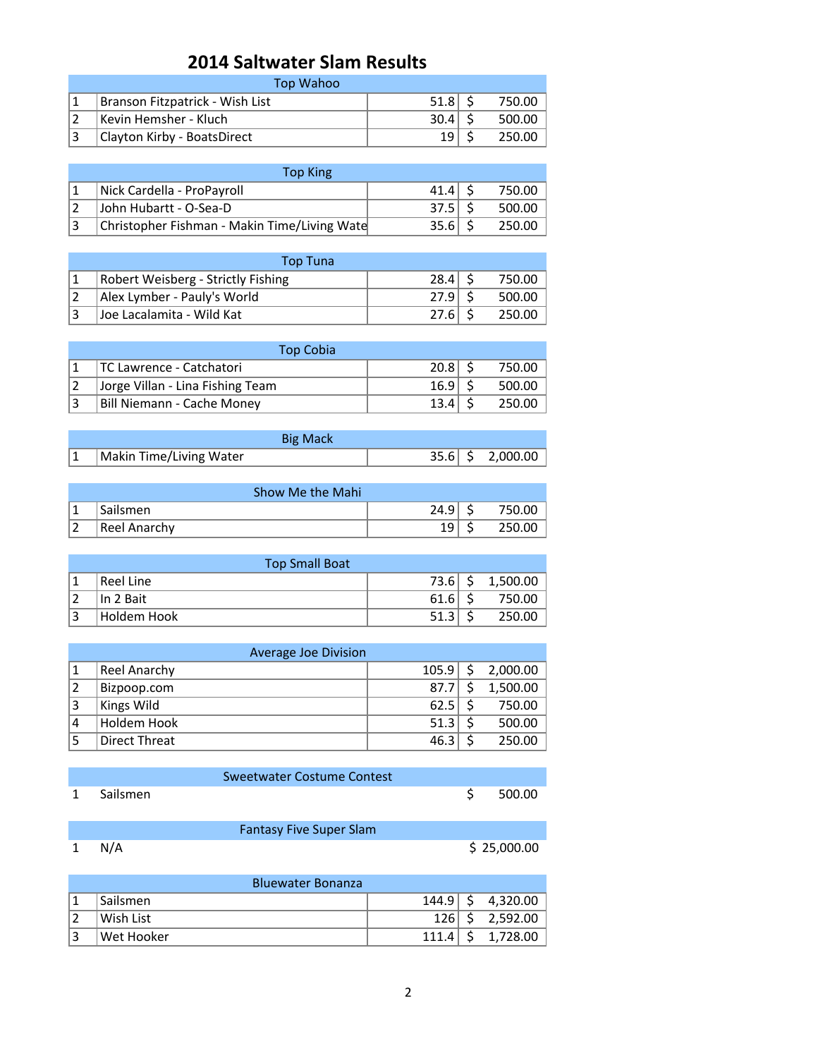# 2014 Saltwater Slam Results

| Top Wahoo | | | |
|---|---|---|---|
| 1 | Branson Fitzpatrick - Wish List | 51.8 | $ 750.00 |
| 2 | Kevin Hemsher - Kluch | 30.4 | $ 500.00 |
| 3 | Clayton Kirby - BoatsDirect | 19 | $ 250.00 |

| Top King | | | |
|---|---|---|---|
| 1 | Nick Cardella - ProPayroll | 41.4 | $ 750.00 |
| 2 | John Hubartt - O-Sea-D | 37.5 | $ 500.00 |
| 3 | Christopher Fishman - Makin Time/Living Wate | 35.6 | $ 250.00 |

| Top Tuna | | | |
|---|---|---|---|
| 1 | Robert Weisberg - Strictly Fishing | 28.4 | $ 750.00 |
| 2 | Alex Lymber - Pauly's World | 27.9 | $ 500.00 |
| 3 | Joe Lacalamita - Wild Kat | 27.6 | $ 250.00 |

| Top Cobia | | | |
|---|---|---|---|
| 1 | TC Lawrence - Catchatori | 20.8 | $ 750.00 |
| 2 | Jorge Villan - Lina Fishing Team | 16.9 | $ 500.00 |
| 3 | Bill Niemann - Cache Money | 13.4 | $ 250.00 |

| Big Mack | | | |
|---|---|---|---|
| 1 | Makin Time/Living Water | 35.6 | $ 2,000.00 |

| Show Me the Mahi | | | |
|---|---|---|---|
| 1 | Sailsmen | 24.9 | $ 750.00 |
| 2 | Reel Anarchy | 19 | $ 250.00 |

| Top Small Boat | | | |
|---|---|---|---|
| 1 | Reel Line | 73.6 | $ 1,500.00 |
| 2 | In 2 Bait | 61.6 | $ 750.00 |
| 3 | Holdem Hook | 51.3 | $ 250.00 |

| Average Joe Division | | | |
|---|---|---|---|
| 1 | Reel Anarchy | 105.9 | $ 2,000.00 |
| 2 | Bizpoop.com | 87.7 | $ 1,500.00 |
| 3 | Kings Wild | 62.5 | $ 750.00 |
| 4 | Holdem Hook | 51.3 | $ 500.00 |
| 5 | Direct Threat | 46.3 | $ 250.00 |

| Sweetwater Costume Contest | | | |
|---|---|---|---|
| 1 | Sailsmen | | $ 500.00 |

| Fantasy Five Super Slam | | | |
|---|---|---|---|
| 1 | N/A | | $ 25,000.00 |

| Bluewater Bonanza | | | |
|---|---|---|---|
| 1 | Sailsmen | 144.9 | $ 4,320.00 |
| 2 | Wish List | 126 | $ 2,592.00 |
| 3 | Wet Hooker | 111.4 | $ 1,728.00 |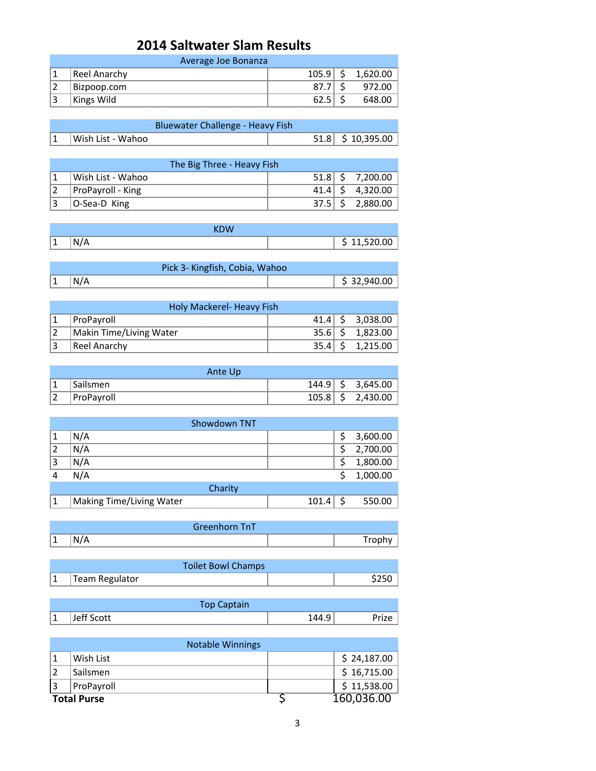# 2014 Saltwater Slam Results

| | Average Joe Bonanza | | |
|---|---|---|---|
| 1 | Reel Anarchy | 105.9 | $ 1,620.00 |
| 2 | Bizpoop.com | 87.7 | $ 972.00 |
| 3 | Kings Wild | 62.5 | $ 648.00 |

| | Bluewater Challenge - Heavy Fish | | |
|---|---|---|---|
| 1 | Wish List - Wahoo | 51.8 | $ 10,395.00 |

| | The Big Three - Heavy Fish | | |
|---|---|---|---|
| 1 | Wish List - Wahoo | 51.8 | $ 7,200.00 |
| 2 | ProPayroll - King | 41.4 | $ 4,320.00 |
| 3 | O-Sea-D King | 37.5 | $ 2,880.00 |

| | KDW | | |
|---|---|---|---|
| 1 | N/A | | $ 11,520.00 |

| | Pick 3- Kingfish, Cobia, Wahoo | | |
|---|---|---|---|
| 1 | N/A | | $ 32,940.00 |

| | Holy Mackerel- Heavy Fish | | |
|---|---|---|---|
| 1 | ProPayroll | 41.4 | $ 3,038.00 |
| 2 | Makin Time/Living Water | 35.6 | $ 1,823.00 |
| 3 | Reel Anarchy | 35.4 | $ 1,215.00 |

| | Ante Up | | |
|---|---|---|---|
| 1 | Sailsmen | 144.9 | $ 3,645.00 |
| 2 | ProPayroll | 105.8 | $ 2,430.00 |

| | Showdown TNT | | |
|---|---|---|---|
| 1 | N/A | | $ 3,600.00 |
| 2 | N/A | | $ 2,700.00 |
| 3 | N/A | | $ 1,800.00 |
| 4 | N/A | | $ 1,000.00 |

| | Charity | | |
|---|---|---|---|
| 1 | Making Time/Living Water | 101.4 | $ 550.00 |

| | Greenhorn TnT | | |
|---|---|---|---|
| 1 | N/A | | Trophy |

| | Toilet Bowl Champs | | |
|---|---|---|---|
| 1 | Team Regulator | | $250 |

| | Top Captain | | |
|---|---|---|---|
| 1 | Jeff Scott | 144.9 | Prize |

| | Notable Winnings | | |
|---|---|---|---|
| 1 | Wish List | | $ 24,187.00 |
| 2 | Sailsmen | | $ 16,715.00 |
| 3 | ProPayroll | | $ 11,538.00 |

**Total Purse** $ 160,036.00